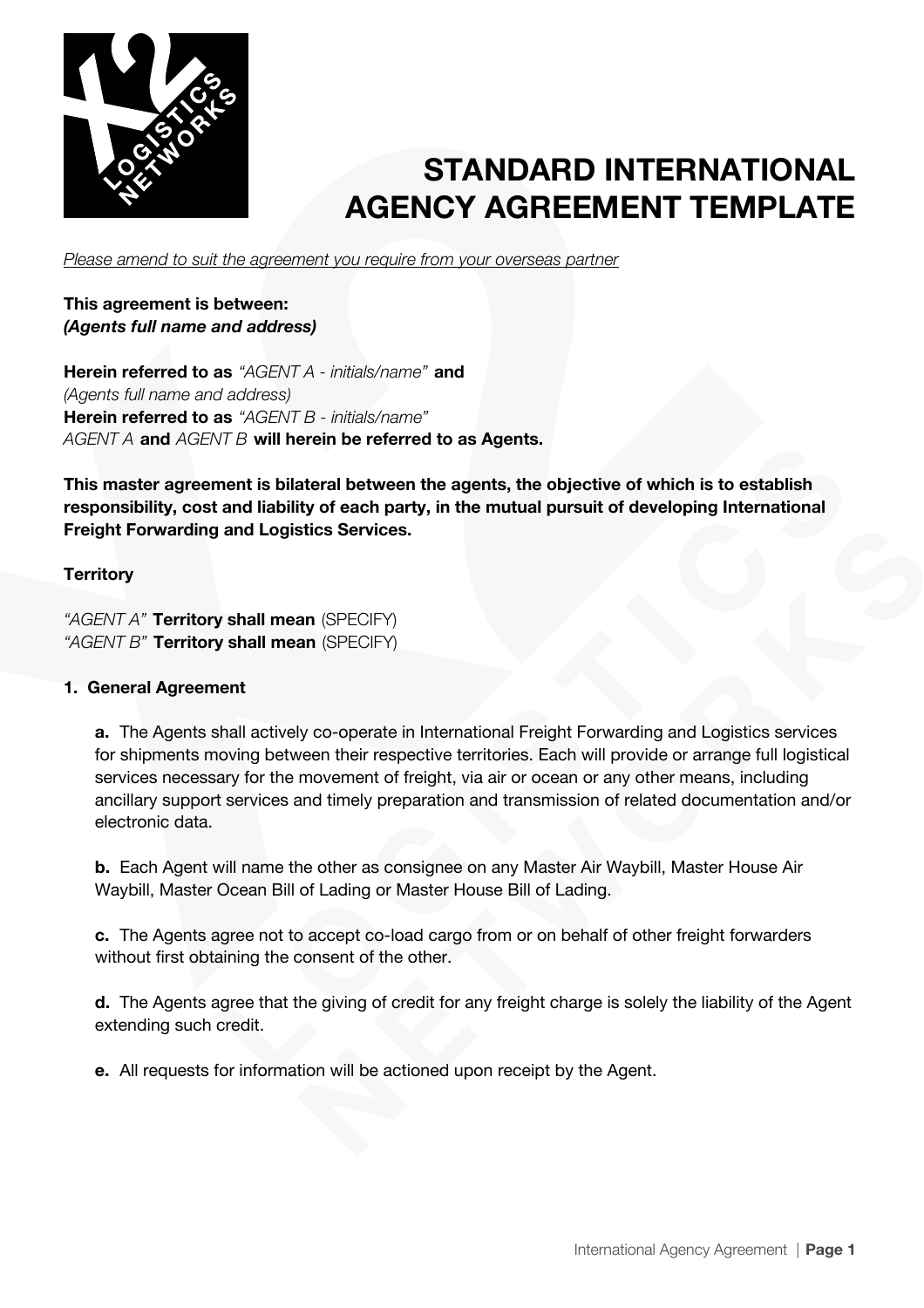# STANDARD INTERNATIONAL AGENCY AGREEMENT TEMPLATE

*Please amend to suit the agreement you require from your overseas partner*

**This agreement is between:**
***(Agents full name and address)***

**Herein referred to as** *"AGENT A - initials/name"* **and**
*(Agents full name and address)*
**Herein referred to as** *"AGENT B - initials/name"*
*AGENT A* **and** *AGENT B* **will herein be referred to as Agents.**

**This master agreement is bilateral between the agents, the objective of which is to establish responsibility, cost and liability of each party, in the mutual pursuit of developing International Freight Forwarding and Logistics Services.**

**Territory**

*"AGENT A"* **Territory shall mean** (SPECIFY)
*"AGENT B"* **Territory shall mean** (SPECIFY)

**1. General Agreement**

**a.** The Agents shall actively co-operate in International Freight Forwarding and Logistics services for shipments moving between their respective territories. Each will provide or arrange full logistical services necessary for the movement of freight, via air or ocean or any other means, including ancillary support services and timely preparation and transmission of related documentation and/or electronic data.

**b.** Each Agent will name the other as consignee on any Master Air Waybill, Master House Air Waybill, Master Ocean Bill of Lading or Master House Bill of Lading.

**c.** The Agents agree not to accept co-load cargo from or on behalf of other freight forwarders without first obtaining the consent of the other.

**d.** The Agents agree that the giving of credit for any freight charge is solely the liability of the Agent extending such credit.

**e.** All requests for information will be actioned upon receipt by the Agent.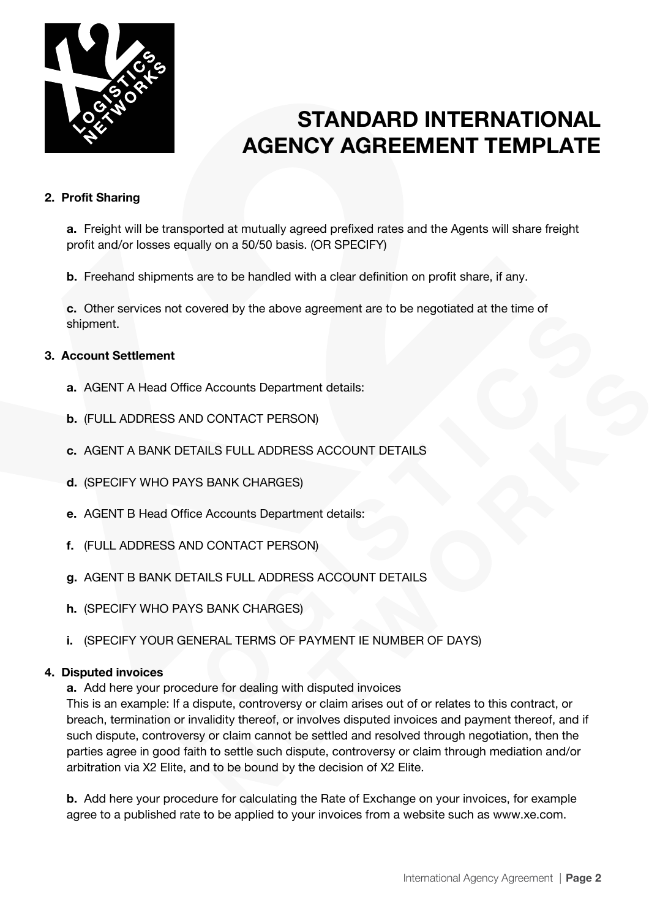# STANDARD INTERNATIONAL AGENCY AGREEMENT TEMPLATE

**2. Profit Sharing**

**a.** Freight will be transported at mutually agreed prefixed rates and the Agents will share freight profit and/or losses equally on a 50/50 basis. (OR SPECIFY)

**b.** Freehand shipments are to be handled with a clear definition on profit share, if any.

**c.** Other services not covered by the above agreement are to be negotiated at the time of shipment.

**3. Account Settlement**

**a.** AGENT A Head Office Accounts Department details:

**b.** (FULL ADDRESS AND CONTACT PERSON)

**c.** AGENT A BANK DETAILS FULL ADDRESS ACCOUNT DETAILS

**d.** (SPECIFY WHO PAYS BANK CHARGES)

**e.** AGENT B Head Office Accounts Department details:

**f.** (FULL ADDRESS AND CONTACT PERSON)

**g.** AGENT B BANK DETAILS FULL ADDRESS ACCOUNT DETAILS

**h.** (SPECIFY WHO PAYS BANK CHARGES)

**i.** (SPECIFY YOUR GENERAL TERMS OF PAYMENT IE NUMBER OF DAYS)

**4. Disputed invoices**

**a.** Add here your procedure for dealing with disputed invoices
This is an example: If a dispute, controversy or claim arises out of or relates to this contract, or breach, termination or invalidity thereof, or involves disputed invoices and payment thereof, and if such dispute, controversy or claim cannot be settled and resolved through negotiation, then the parties agree in good faith to settle such dispute, controversy or claim through mediation and/or arbitration via X2 Elite, and to be bound by the decision of X2 Elite.

**b.** Add here your procedure for calculating the Rate of Exchange on your invoices, for example agree to a published rate to be applied to your invoices from a website such as www.xe.com.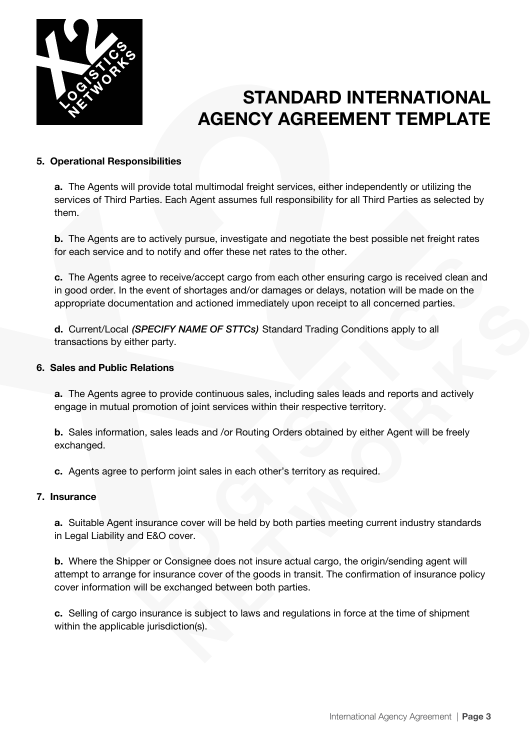# STANDARD INTERNATIONAL AGENCY AGREEMENT TEMPLATE

**5. Operational Responsibilities**

**a.** The Agents will provide total multimodal freight services, either independently or utilizing the services of Third Parties. Each Agent assumes full responsibility for all Third Parties as selected by them.

**b.** The Agents are to actively pursue, investigate and negotiate the best possible net freight rates for each service and to notify and offer these net rates to the other.

**c.** The Agents agree to receive/accept cargo from each other ensuring cargo is received clean and in good order. In the event of shortages and/or damages or delays, notation will be made on the appropriate documentation and actioned immediately upon receipt to all concerned parties.

**d.** Current/Local ***(SPECIFY NAME OF STTCs)*** Standard Trading Conditions apply to all transactions by either party.

**6. Sales and Public Relations**

**a.** The Agents agree to provide continuous sales, including sales leads and reports and actively engage in mutual promotion of joint services within their respective territory.

**b.** Sales information, sales leads and /or Routing Orders obtained by either Agent will be freely exchanged.

**c.** Agents agree to perform joint sales in each other's territory as required.

**7. Insurance**

**a.** Suitable Agent insurance cover will be held by both parties meeting current industry standards in Legal Liability and E&O cover.

**b.** Where the Shipper or Consignee does not insure actual cargo, the origin/sending agent will attempt to arrange for insurance cover of the goods in transit. The confirmation of insurance policy cover information will be exchanged between both parties.

**c.** Selling of cargo insurance is subject to laws and regulations in force at the time of shipment within the applicable jurisdiction(s).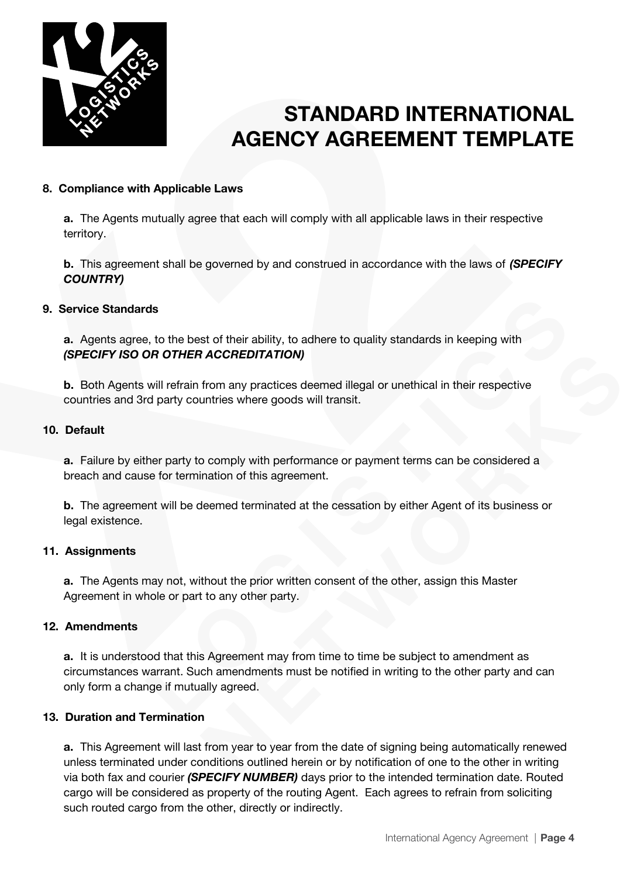# STANDARD INTERNATIONAL AGENCY AGREEMENT TEMPLATE

**8. Compliance with Applicable Laws**

**a.** The Agents mutually agree that each will comply with all applicable laws in their respective territory.

**b.** This agreement shall be governed by and construed in accordance with the laws of ***(SPECIFY COUNTRY)***

**9. Service Standards**

**a.** Agents agree, to the best of their ability, to adhere to quality standards in keeping with ***(SPECIFY ISO OR OTHER ACCREDITATION)***

**b.** Both Agents will refrain from any practices deemed illegal or unethical in their respective countries and 3rd party countries where goods will transit.

**10. Default**

**a.** Failure by either party to comply with performance or payment terms can be considered a breach and cause for termination of this agreement.

**b.** The agreement will be deemed terminated at the cessation by either Agent of its business or legal existence.

**11. Assignments**

**a.** The Agents may not, without the prior written consent of the other, assign this Master Agreement in whole or part to any other party.

**12. Amendments**

**a.** It is understood that this Agreement may from time to time be subject to amendment as circumstances warrant. Such amendments must be notified in writing to the other party and can only form a change if mutually agreed.

**13. Duration and Termination**

**a.** This Agreement will last from year to year from the date of signing being automatically renewed unless terminated under conditions outlined herein or by notification of one to the other in writing via both fax and courier ***(SPECIFY NUMBER)*** days prior to the intended termination date. Routed cargo will be considered as property of the routing Agent. Each agrees to refrain from soliciting such routed cargo from the other, directly or indirectly.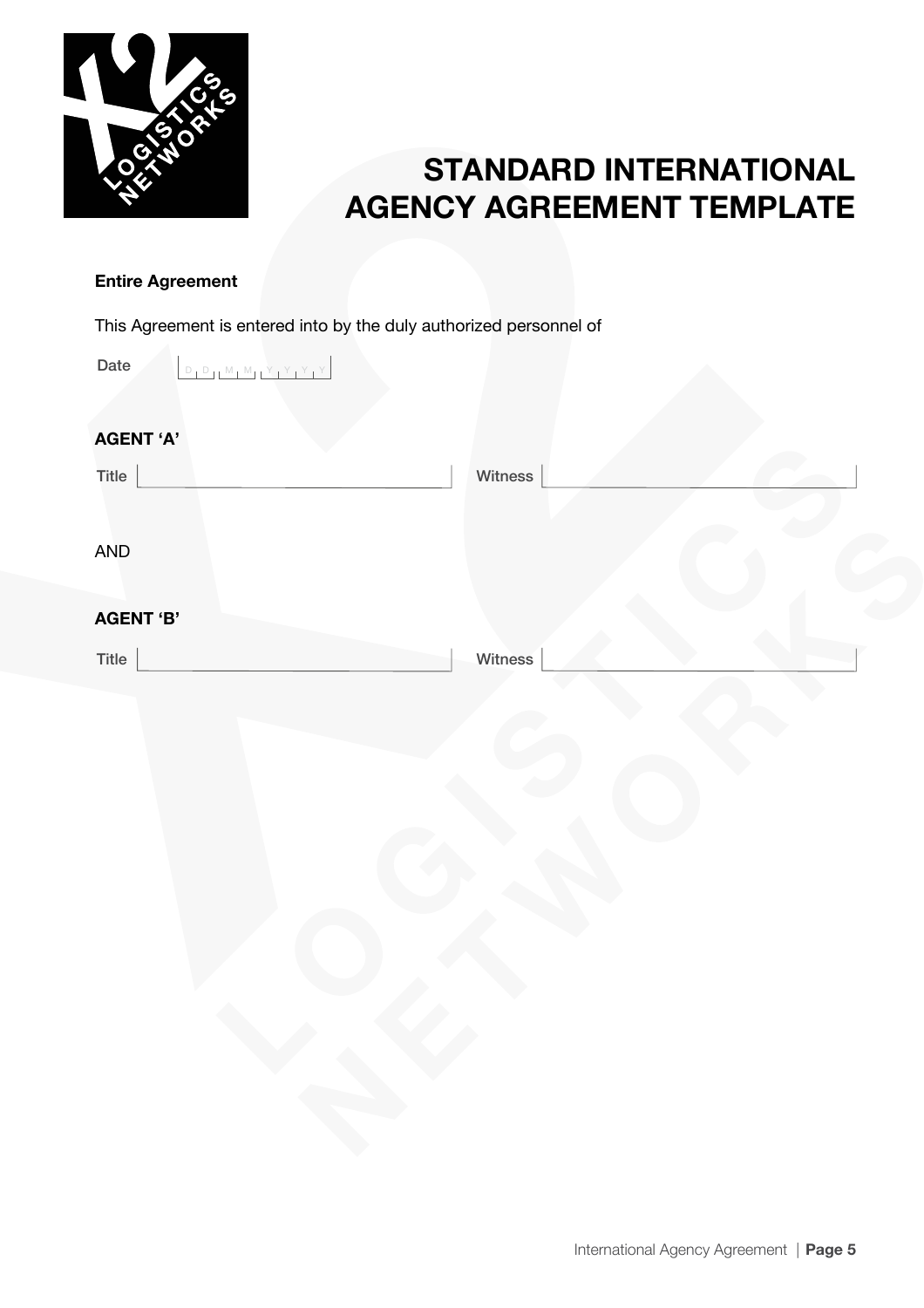# STANDARD INTERNATIONAL AGENCY AGREEMENT TEMPLATE

**Entire Agreement**

This Agreement is entered into by the duly authorized personnel of

Date D D M M Y Y Y Y

**AGENT 'A'**

Title ______________________ Witness ______________________

AND

**AGENT 'B'**

Title ______________________ Witness ______________________